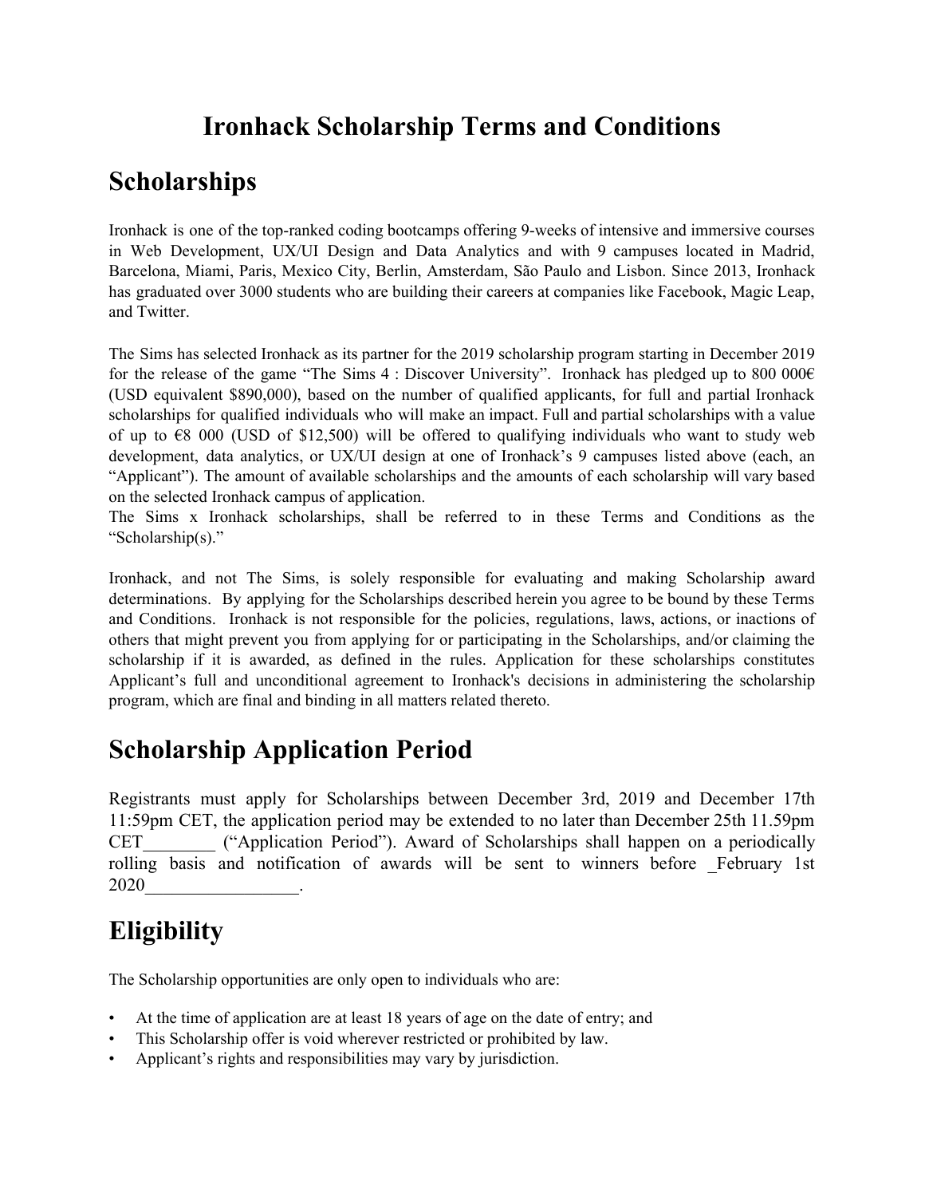# Ironhack Scholarship Terms and Conditions

## Scholarships

Ironhack is one of the top-ranked coding bootcamps offering 9-weeks of intensive and immersive courses in Web Development, UX/UI Design and Data Analytics and with 9 campuses located in Madrid, Barcelona, Miami, Paris, Mexico City, Berlin, Amsterdam, São Paulo and Lisbon. Since 2013, Ironhack has graduated over 3000 students who are building their careers at companies like Facebook, Magic Leap, and Twitter.

The Sims has selected Ironhack as its partner for the 2019 scholarship program starting in December 2019 for the release of the game "The Sims 4 : Discover University". Ironhack has pledged up to 800 000€ (USD equivalent $890,000), based on the number of qualified applicants, for full and partial Ironhack scholarships for qualified individuals who will make an impact. Full and partial scholarships with a value of up to €8 000 (USD of $12,500) will be offered to qualifying individuals who want to study web development, data analytics, or UX/UI design at one of Ironhack's 9 campuses listed above (each, an "Applicant"). The amount of available scholarships and the amounts of each scholarship will vary based on the selected Ironhack campus of application.
The Sims x Ironhack scholarships, shall be referred to in these Terms and Conditions as the "Scholarship(s)."

Ironhack, and not The Sims, is solely responsible for evaluating and making Scholarship award determinations. By applying for the Scholarships described herein you agree to be bound by these Terms and Conditions. Ironhack is not responsible for the policies, regulations, laws, actions, or inactions of others that might prevent you from applying for or participating in the Scholarships, and/or claiming the scholarship if it is awarded, as defined in the rules. Application for these scholarships constitutes Applicant's full and unconditional agreement to Ironhack's decisions in administering the scholarship program, which are final and binding in all matters related thereto.

## Scholarship Application Period

Registrants must apply for Scholarships between December 3rd, 2019 and December 17th 11:59pm CET, the application period may be extended to no later than December 25th 11.59pm CET________ ("Application Period"). Award of Scholarships shall happen on a periodically rolling basis and notification of awards will be sent to winners before _February 1st 2020_________________.

## Eligibility

The Scholarship opportunities are only open to individuals who are:

- At the time of application are at least 18 years of age on the date of entry; and
- This Scholarship offer is void wherever restricted or prohibited by law.
- Applicant's rights and responsibilities may vary by jurisdiction.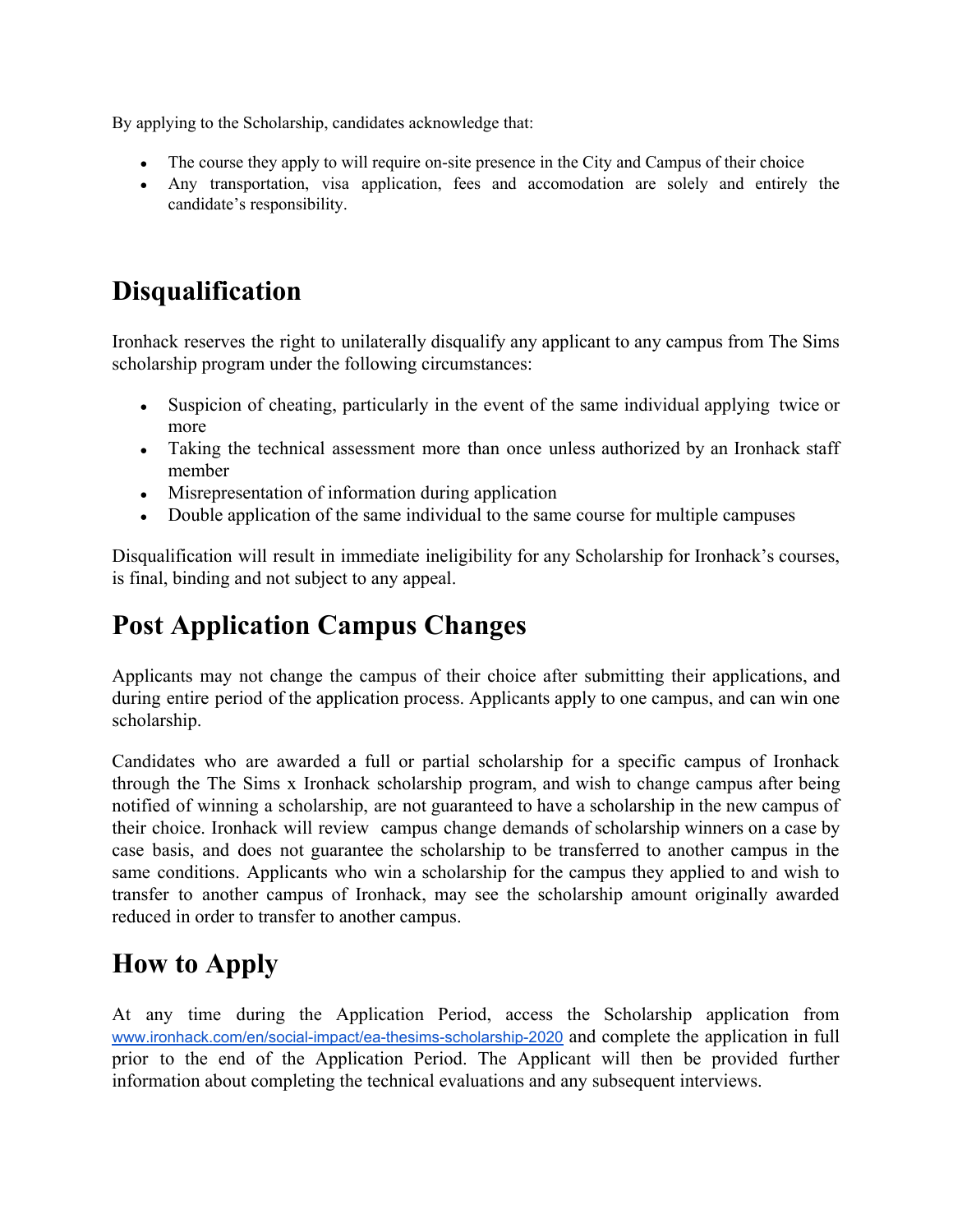By applying to the Scholarship, candidates acknowledge that:

- The course they apply to will require on-site presence in the City and Campus of their choice
- Any transportation, visa application, fees and accomodation are solely and entirely the candidate's responsibility.

# Disqualification

Ironhack reserves the right to unilaterally disqualify any applicant to any campus from The Sims scholarship program under the following circumstances:

- Suspicion of cheating, particularly in the event of the same individual applying twice or more
- Taking the technical assessment more than once unless authorized by an Ironhack staff member
- Misrepresentation of information during application
- Double application of the same individual to the same course for multiple campuses

Disqualification will result in immediate ineligibility for any Scholarship for Ironhack's courses, is final, binding and not subject to any appeal.

# Post Application Campus Changes

Applicants may not change the campus of their choice after submitting their applications, and during entire period of the application process. Applicants apply to one campus, and can win one scholarship.

Candidates who are awarded a full or partial scholarship for a specific campus of Ironhack through the The Sims x Ironhack scholarship program, and wish to change campus after being notified of winning a scholarship, are not guaranteed to have a scholarship in the new campus of their choice. Ironhack will review campus change demands of scholarship winners on a case by case basis, and does not guarantee the scholarship to be transferred to another campus in the same conditions. Applicants who win a scholarship for the campus they applied to and wish to transfer to another campus of Ironhack, may see the scholarship amount originally awarded reduced in order to transfer to another campus.

# How to Apply

At any time during the Application Period, access the Scholarship application from [www.ironhack.com/en/social-impact/ea-thesims-scholarship-2020](www.ironhack.com/en/social-impact/ea-thesims-scholarship-2020) and complete the application in full prior to the end of the Application Period. The Applicant will then be provided further information about completing the technical evaluations and any subsequent interviews.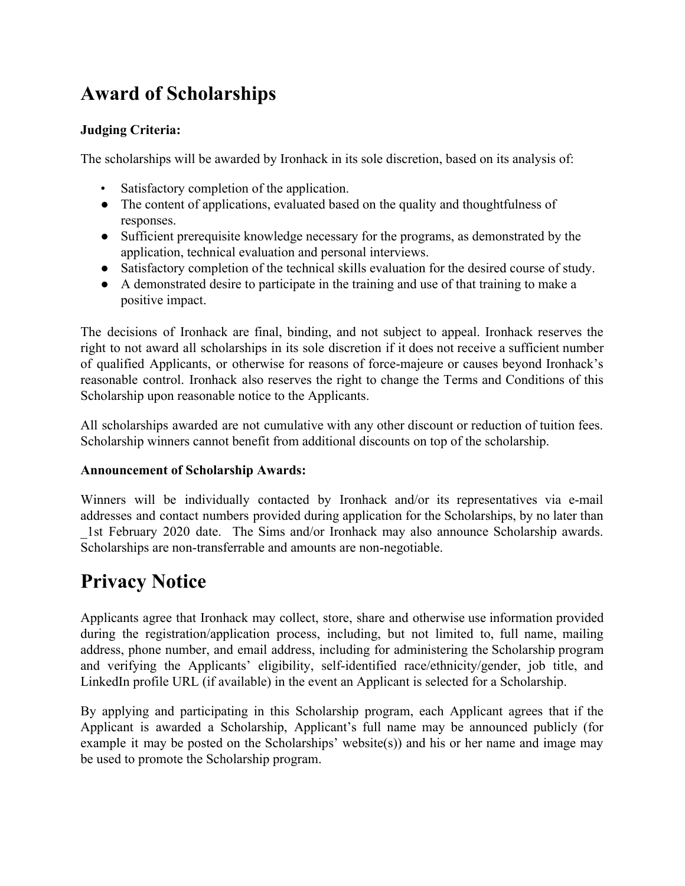# Award of Scholarships

**Judging Criteria:**

The scholarships will be awarded by Ironhack in its sole discretion, based on its analysis of:

- Satisfactory completion of the application.
- The content of applications, evaluated based on the quality and thoughtfulness of responses.
- Sufficient prerequisite knowledge necessary for the programs, as demonstrated by the application, technical evaluation and personal interviews.
- Satisfactory completion of the technical skills evaluation for the desired course of study.
- A demonstrated desire to participate in the training and use of that training to make a positive impact.

The decisions of Ironhack are final, binding, and not subject to appeal. Ironhack reserves the right to not award all scholarships in its sole discretion if it does not receive a sufficient number of qualified Applicants, or otherwise for reasons of force-majeure or causes beyond Ironhack's reasonable control. Ironhack also reserves the right to change the Terms and Conditions of this Scholarship upon reasonable notice to the Applicants.

All scholarships awarded are not cumulative with any other discount or reduction of tuition fees. Scholarship winners cannot benefit from additional discounts on top of the scholarship.

**Announcement of Scholarship Awards:**

Winners will be individually contacted by Ironhack and/or its representatives via e-mail addresses and contact numbers provided during application for the Scholarships, by no later than _1st February 2020 date. The Sims and/or Ironhack may also announce Scholarship awards. Scholarships are non-transferrable and amounts are non-negotiable.

# Privacy Notice

Applicants agree that Ironhack may collect, store, share and otherwise use information provided during the registration/application process, including, but not limited to, full name, mailing address, phone number, and email address, including for administering the Scholarship program and verifying the Applicants' eligibility, self-identified race/ethnicity/gender, job title, and LinkedIn profile URL (if available) in the event an Applicant is selected for a Scholarship.

By applying and participating in this Scholarship program, each Applicant agrees that if the Applicant is awarded a Scholarship, Applicant's full name may be announced publicly (for example it may be posted on the Scholarships' website(s)) and his or her name and image may be used to promote the Scholarship program.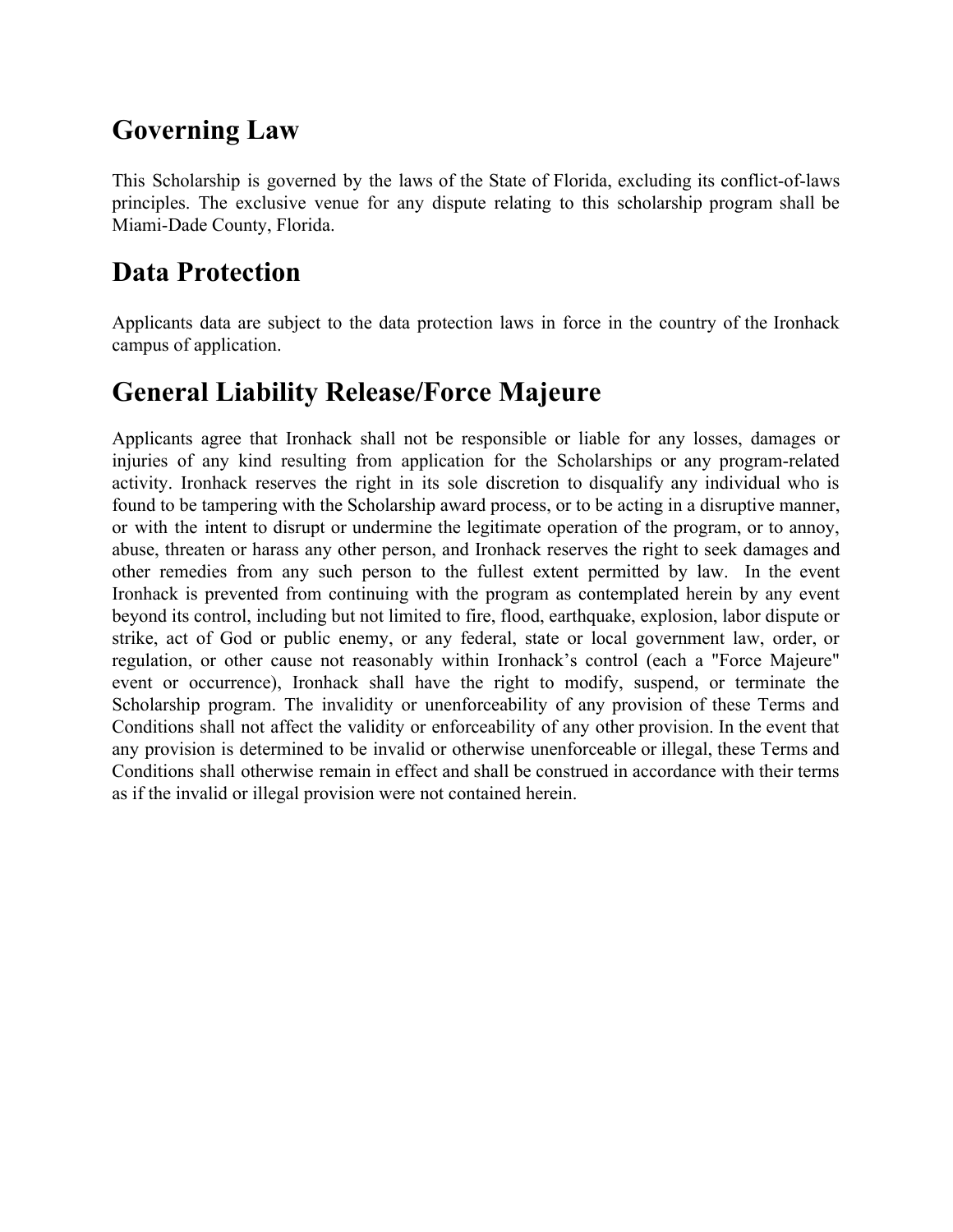## Governing Law

This Scholarship is governed by the laws of the State of Florida, excluding its conflict-of-laws principles. The exclusive venue for any dispute relating to this scholarship program shall be Miami-Dade County, Florida.

## Data Protection

Applicants data are subject to the data protection laws in force in the country of the Ironhack campus of application.

## General Liability Release/Force Majeure

Applicants agree that Ironhack shall not be responsible or liable for any losses, damages or injuries of any kind resulting from application for the Scholarships or any program-related activity. Ironhack reserves the right in its sole discretion to disqualify any individual who is found to be tampering with the Scholarship award process, or to be acting in a disruptive manner, or with the intent to disrupt or undermine the legitimate operation of the program, or to annoy, abuse, threaten or harass any other person, and Ironhack reserves the right to seek damages and other remedies from any such person to the fullest extent permitted by law. In the event Ironhack is prevented from continuing with the program as contemplated herein by any event beyond its control, including but not limited to fire, flood, earthquake, explosion, labor dispute or strike, act of God or public enemy, or any federal, state or local government law, order, or regulation, or other cause not reasonably within Ironhack's control (each a "Force Majeure" event or occurrence), Ironhack shall have the right to modify, suspend, or terminate the Scholarship program. The invalidity or unenforceability of any provision of these Terms and Conditions shall not affect the validity or enforceability of any other provision. In the event that any provision is determined to be invalid or otherwise unenforceable or illegal, these Terms and Conditions shall otherwise remain in effect and shall be construed in accordance with their terms as if the invalid or illegal provision were not contained herein.